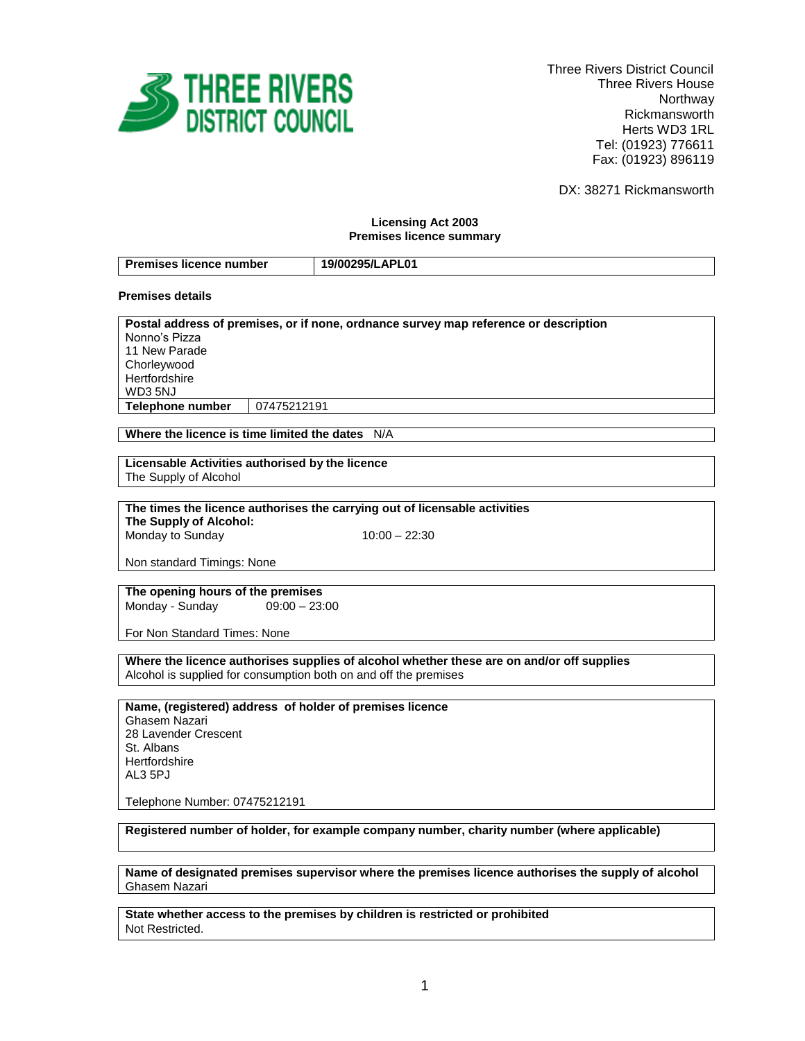**THREE RIVERS DISTRICT COUNCIL**

Three Rivers District Council
Three Rivers House
Northway
Rickmansworth
Herts WD3 1RL
Tel: (01923) 776611
Fax: (01923) 896119

DX: 38271 Rickmansworth

**Licensing Act 2003**
**Premises licence summary**

| **Premises licence number** | **19/00295/LAPL01** |
|---|---|

**Premises details**

**Postal address of premises, or if none, ordnance survey map reference or description**
Nonno's Pizza
11 New Parade
Chorleywood
Hertfordshire
WD3 5NJ

| **Telephone number** | 07475212191 |
|---|---|

**Where the licence is time limited the dates** N/A

**Licensable Activities authorised by the licence**
The Supply of Alcohol

**The times the licence authorises the carrying out of licensable activities**
**The Supply of Alcohol:**
Monday to Sunday 10:00 – 22:30

Non standard Timings: None

**The opening hours of the premises**
Monday - Sunday 09:00 – 23:00

For Non Standard Times: None

**Where the licence authorises supplies of alcohol whether these are on and/or off supplies**
Alcohol is supplied for consumption both on and off the premises

**Name, (registered) address of holder of premises licence**
Ghasem Nazari
28 Lavender Crescent
St. Albans
Hertfordshire
AL3 5PJ

Telephone Number: 07475212191

**Registered number of holder, for example company number, charity number (where applicable)**

**Name of designated premises supervisor where the premises licence authorises the supply of alcohol**
Ghasem Nazari

**State whether access to the premises by children is restricted or prohibited**
Not Restricted.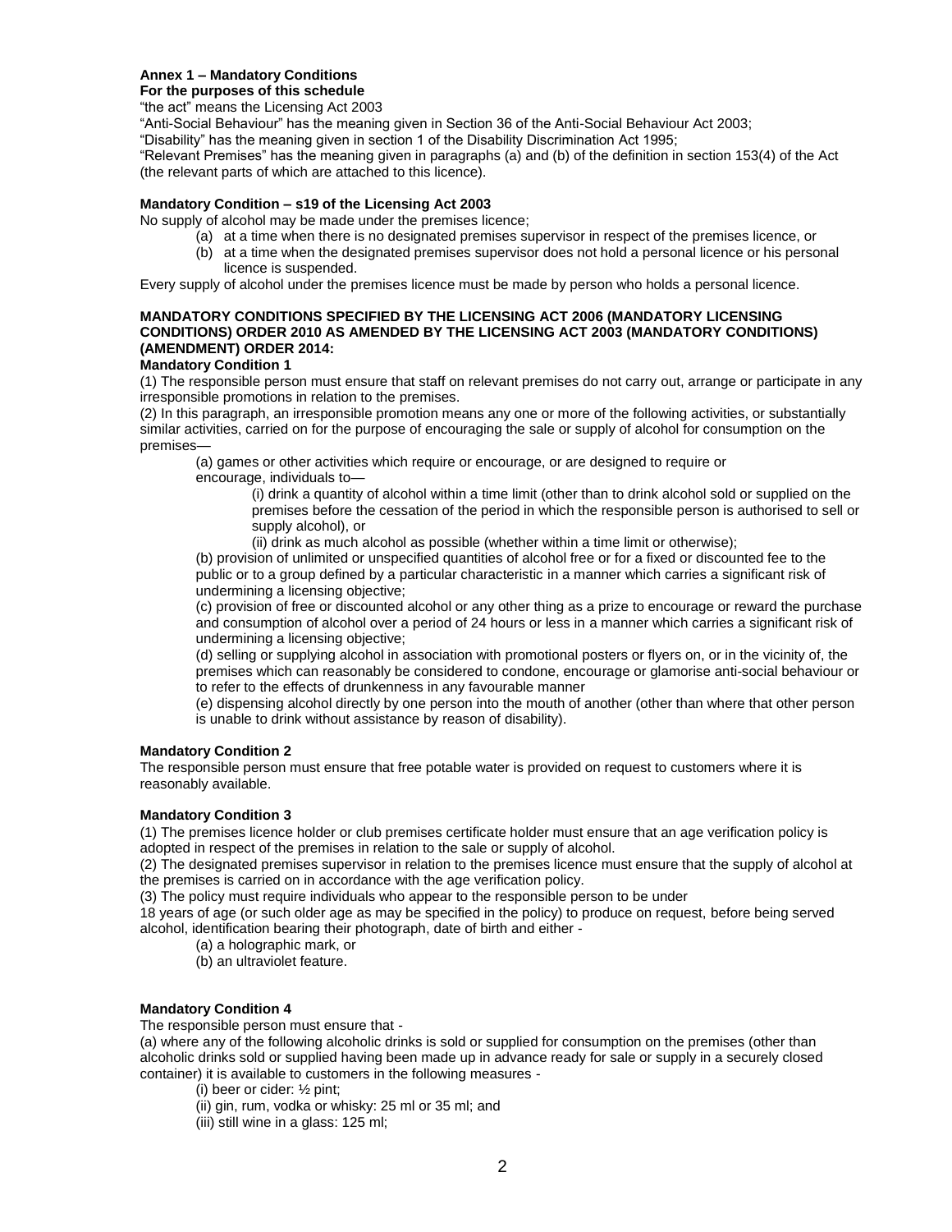**Annex 1 – Mandatory Conditions**

**For the purposes of this schedule**

"the act" means the Licensing Act 2003

"Anti-Social Behaviour" has the meaning given in Section 36 of the Anti-Social Behaviour Act 2003;

"Disability" has the meaning given in section 1 of the Disability Discrimination Act 1995;

"Relevant Premises" has the meaning given in paragraphs (a) and (b) of the definition in section 153(4) of the Act (the relevant parts of which are attached to this licence).

**Mandatory Condition – s19 of the Licensing Act 2003**

No supply of alcohol may be made under the premises licence;

(a) at a time when there is no designated premises supervisor in respect of the premises licence, or

(b) at a time when the designated premises supervisor does not hold a personal licence or his personal licence is suspended.

Every supply of alcohol under the premises licence must be made by person who holds a personal licence.

**MANDATORY CONDITIONS SPECIFIED BY THE LICENSING ACT 2006 (MANDATORY LICENSING CONDITIONS) ORDER 2010 AS AMENDED BY THE LICENSING ACT 2003 (MANDATORY CONDITIONS) (AMENDMENT) ORDER 2014:**

**Mandatory Condition 1**

(1) The responsible person must ensure that staff on relevant premises do not carry out, arrange or participate in any irresponsible promotions in relation to the premises.

(2) In this paragraph, an irresponsible promotion means any one or more of the following activities, or substantially similar activities, carried on for the purpose of encouraging the sale or supply of alcohol for consumption on the premises—

(a) games or other activities which require or encourage, or are designed to require or encourage, individuals to—

(i) drink a quantity of alcohol within a time limit (other than to drink alcohol sold or supplied on the premises before the cessation of the period in which the responsible person is authorised to sell or supply alcohol), or

(ii) drink as much alcohol as possible (whether within a time limit or otherwise);

(b) provision of unlimited or unspecified quantities of alcohol free or for a fixed or discounted fee to the public or to a group defined by a particular characteristic in a manner which carries a significant risk of undermining a licensing objective;

(c) provision of free or discounted alcohol or any other thing as a prize to encourage or reward the purchase and consumption of alcohol over a period of 24 hours or less in a manner which carries a significant risk of undermining a licensing objective;

(d) selling or supplying alcohol in association with promotional posters or flyers on, or in the vicinity of, the premises which can reasonably be considered to condone, encourage or glamorise anti-social behaviour or to refer to the effects of drunkenness in any favourable manner

(e) dispensing alcohol directly by one person into the mouth of another (other than where that other person is unable to drink without assistance by reason of disability).

**Mandatory Condition 2**

The responsible person must ensure that free potable water is provided on request to customers where it is reasonably available.

**Mandatory Condition 3**

(1) The premises licence holder or club premises certificate holder must ensure that an age verification policy is adopted in respect of the premises in relation to the sale or supply of alcohol.

(2) The designated premises supervisor in relation to the premises licence must ensure that the supply of alcohol at the premises is carried on in accordance with the age verification policy.

(3) The policy must require individuals who appear to the responsible person to be under 18 years of age (or such older age as may be specified in the policy) to produce on request, before being served alcohol, identification bearing their photograph, date of birth and either -

(a) a holographic mark, or

(b) an ultraviolet feature.

**Mandatory Condition 4**

The responsible person must ensure that -

(a) where any of the following alcoholic drinks is sold or supplied for consumption on the premises (other than alcoholic drinks sold or supplied having been made up in advance ready for sale or supply in a securely closed container) it is available to customers in the following measures -

(i) beer or cider: ½ pint;

(ii) gin, rum, vodka or whisky: 25 ml or 35 ml; and

(iii) still wine in a glass: 125 ml;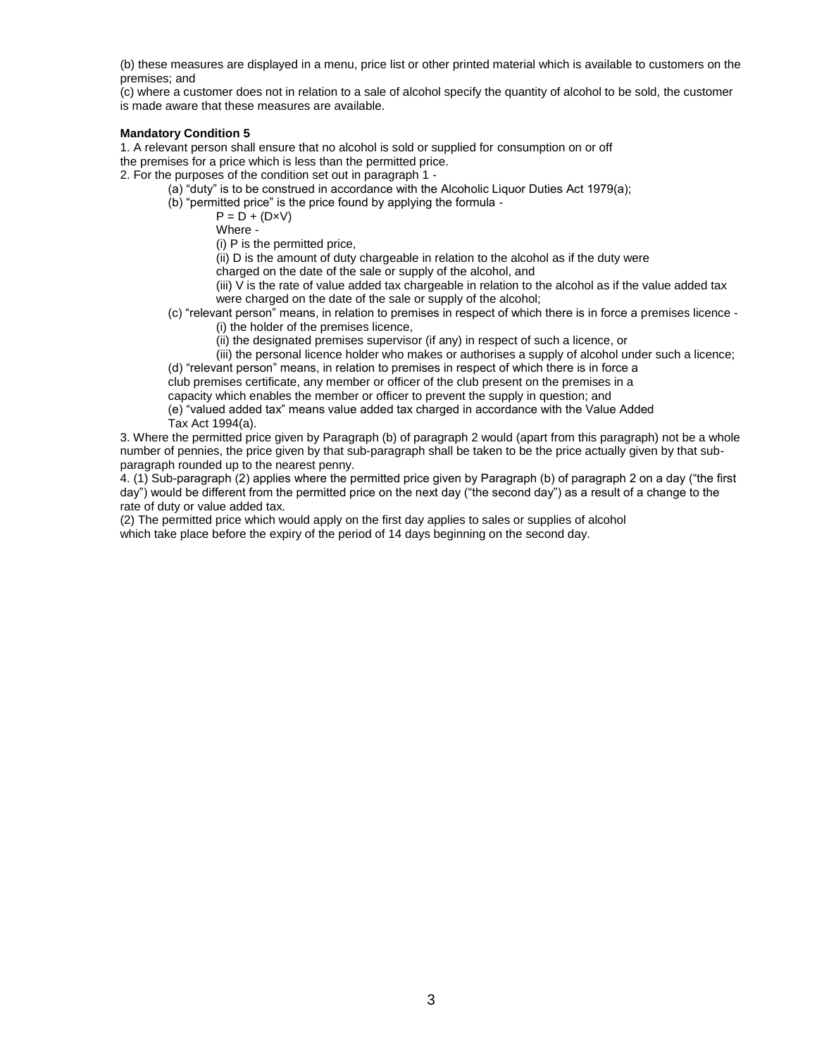(b) these measures are displayed in a menu, price list or other printed material which is available to customers on the premises; and

(c) where a customer does not in relation to a sale of alcohol specify the quantity of alcohol to be sold, the customer is made aware that these measures are available.

**Mandatory Condition 5**

1. A relevant person shall ensure that no alcohol is sold or supplied for consumption on or off the premises for a price which is less than the permitted price.

2. For the purposes of the condition set out in paragraph 1 -

   (a) "duty" is to be construed in accordance with the Alcoholic Liquor Duties Act 1979(a);

   (b) "permitted price" is the price found by applying the formula -

   $P = D + (D \times V)$

   Where -

   (i) P is the permitted price,

   (ii) D is the amount of duty chargeable in relation to the alcohol as if the duty were charged on the date of the sale or supply of the alcohol, and

   (iii) V is the rate of value added tax chargeable in relation to the alcohol as if the value added tax were charged on the date of the sale or supply of the alcohol;

   (c) "relevant person" means, in relation to premises in respect of which there is in force a premises licence -

   (i) the holder of the premises licence,

   (ii) the designated premises supervisor (if any) in respect of such a licence, or

   (iii) the personal licence holder who makes or authorises a supply of alcohol under such a licence;

   (d) "relevant person" means, in relation to premises in respect of which there is in force a club premises certificate, any member or officer of the club present on the premises in a capacity which enables the member or officer to prevent the supply in question; and

   (e) "valued added tax" means value added tax charged in accordance with the Value Added Tax Act 1994(a).

3. Where the permitted price given by Paragraph (b) of paragraph 2 would (apart from this paragraph) not be a whole number of pennies, the price given by that sub-paragraph shall be taken to be the price actually given by that sub-paragraph rounded up to the nearest penny.

4. (1) Sub-paragraph (2) applies where the permitted price given by Paragraph (b) of paragraph 2 on a day ("the first day") would be different from the permitted price on the next day ("the second day") as a result of a change to the rate of duty or value added tax.

(2) The permitted price which would apply on the first day applies to sales or supplies of alcohol which take place before the expiry of the period of 14 days beginning on the second day.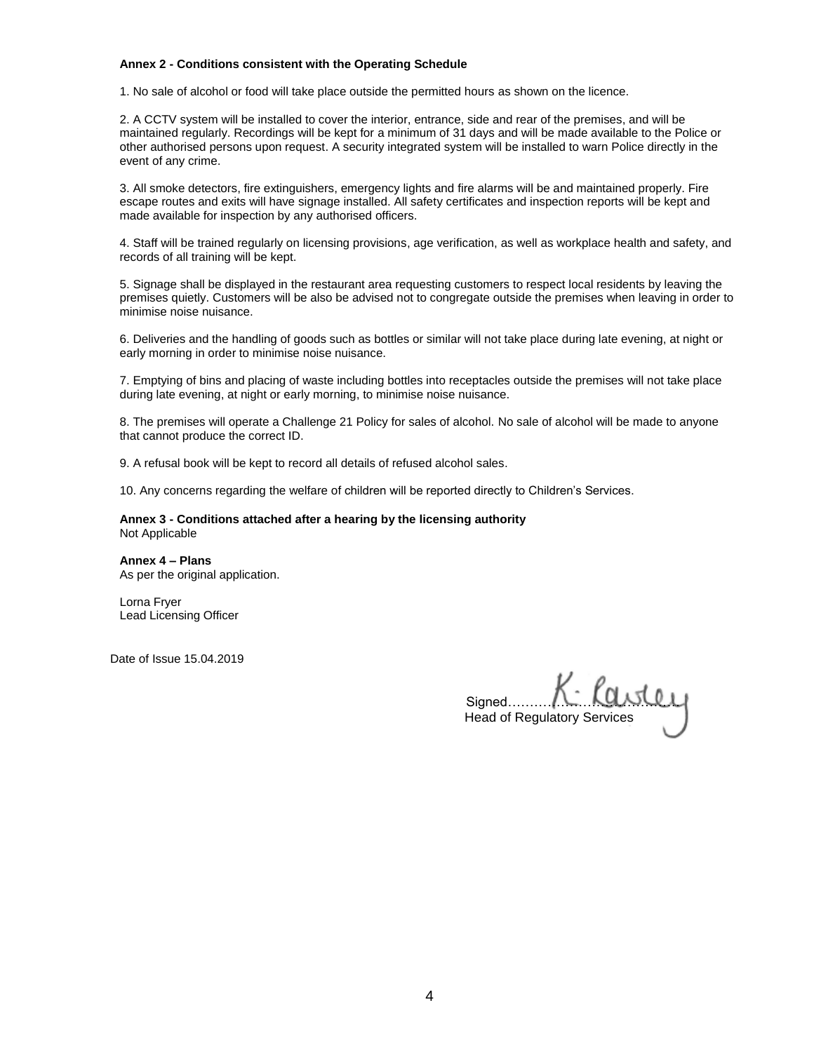**Annex 2 - Conditions consistent with the Operating Schedule**

1. No sale of alcohol or food will take place outside the permitted hours as shown on the licence.

2. A CCTV system will be installed to cover the interior, entrance, side and rear of the premises, and will be maintained regularly. Recordings will be kept for a minimum of 31 days and will be made available to the Police or other authorised persons upon request. A security integrated system will be installed to warn Police directly in the event of any crime.

3. All smoke detectors, fire extinguishers, emergency lights and fire alarms will be and maintained properly. Fire escape routes and exits will have signage installed. All safety certificates and inspection reports will be kept and made available for inspection by any authorised officers.

4. Staff will be trained regularly on licensing provisions, age verification, as well as workplace health and safety, and records of all training will be kept.

5. Signage shall be displayed in the restaurant area requesting customers to respect local residents by leaving the premises quietly. Customers will be also be advised not to congregate outside the premises when leaving in order to minimise noise nuisance.

6. Deliveries and the handling of goods such as bottles or similar will not take place during late evening, at night or early morning in order to minimise noise nuisance.

7. Emptying of bins and placing of waste including bottles into receptacles outside the premises will not take place during late evening, at night or early morning, to minimise noise nuisance.

8. The premises will operate a Challenge 21 Policy for sales of alcohol. No sale of alcohol will be made to anyone that cannot produce the correct ID.

9. A refusal book will be kept to record all details of refused alcohol sales.

10. Any concerns regarding the welfare of children will be reported directly to Children's Services.

**Annex 3 - Conditions attached after a hearing by the licensing authority**
Not Applicable

**Annex 4 – Plans**
As per the original application.

Lorna Fryer
Lead Licensing Officer

Date of Issue 15.04.2019

Signed……K. Rawley……
Head of Regulatory Services